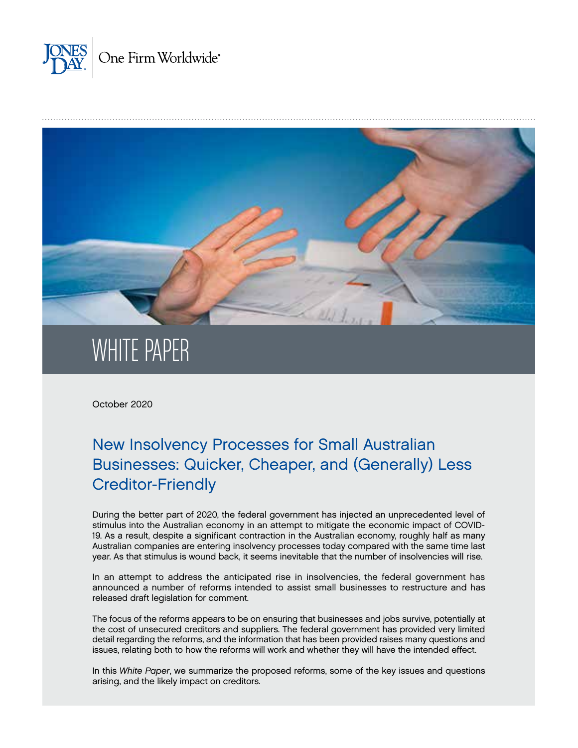JONES DAY | One Firm Worldwide®

WHITE PAPER

October 2020

# New Insolvency Processes for Small Australian Businesses: Quicker, Cheaper, and (Generally) Less Creditor-Friendly

During the better part of 2020, the federal government has injected an unprecedented level of stimulus into the Australian economy in an attempt to mitigate the economic impact of COVID-19. As a result, despite a significant contraction in the Australian economy, roughly half as many Australian companies are entering insolvency processes today compared with the same time last year. As that stimulus is wound back, it seems inevitable that the number of insolvencies will rise.

In an attempt to address the anticipated rise in insolvencies, the federal government has announced a number of reforms intended to assist small businesses to restructure and has released draft legislation for comment.

The focus of the reforms appears to be on ensuring that businesses and jobs survive, potentially at the cost of unsecured creditors and suppliers. The federal government has provided very limited detail regarding the reforms, and the information that has been provided raises many questions and issues, relating both to how the reforms will work and whether they will have the intended effect.

In this *White Paper*, we summarize the proposed reforms, some of the key issues and questions arising, and the likely impact on creditors.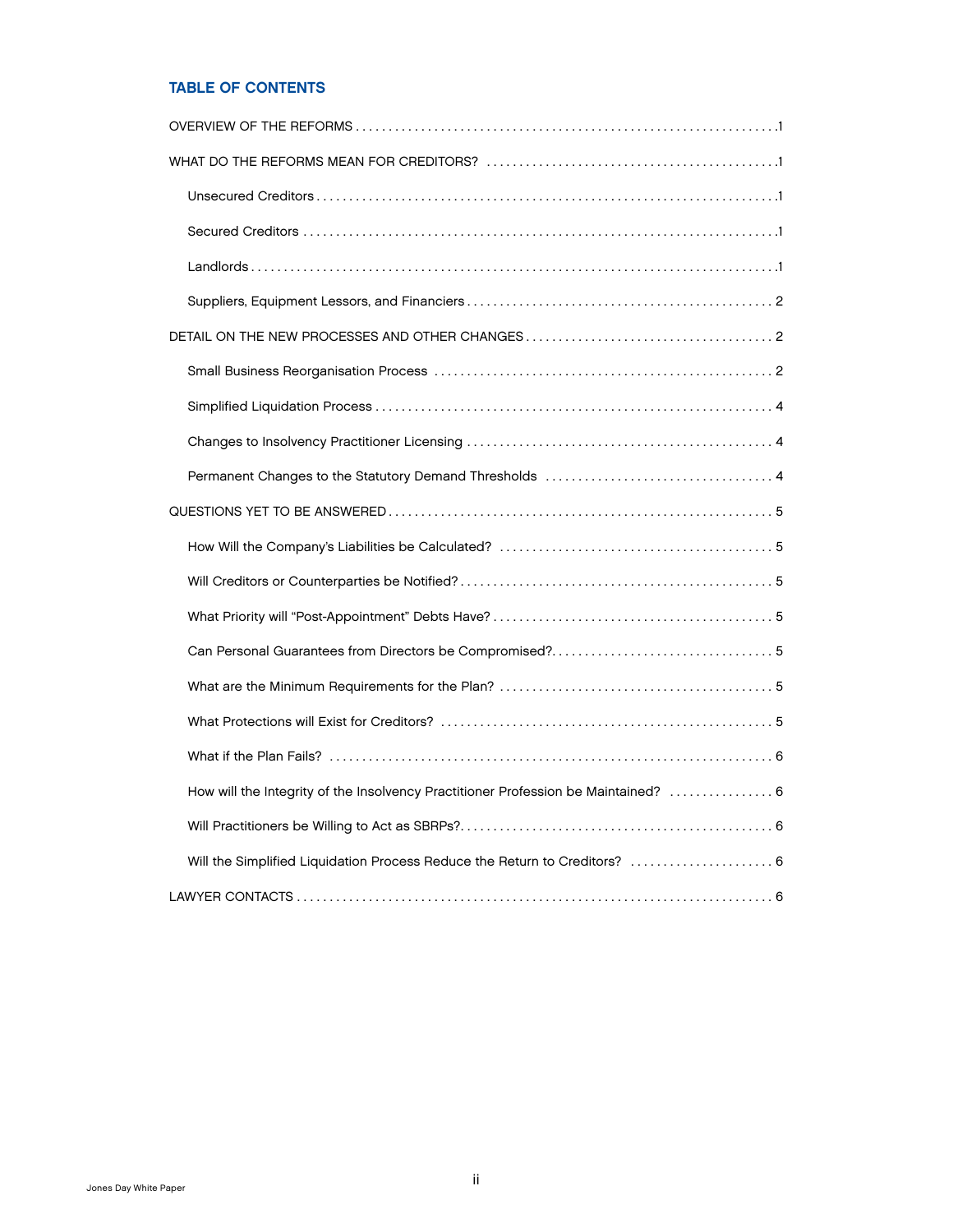## TABLE OF CONTENTS

OVERVIEW OF THE REFORMS . . . . . . . . . . . . . . . . . . . . . . . . . . . . . . . . . . . . . . . . . . . . . . . . . . . . . . . . . . . . . . . 1

WHAT DO THE REFORMS MEAN FOR CREDITORS? . . . . . . . . . . . . . . . . . . . . . . . . . . . . . . . . . . . . . . . . . . . . . 1

- Unsecured Creditors . . . . . . . . . . . . . . . . . . . . . . . . . . . . . . . . . . . . . . . . . . . . . . . . . . . . . . . . . . . . . . . . . . . . . . 1
- Secured Creditors . . . . . . . . . . . . . . . . . . . . . . . . . . . . . . . . . . . . . . . . . . . . . . . . . . . . . . . . . . . . . . . . . . . . . . . . 1
- Landlords . . . . . . . . . . . . . . . . . . . . . . . . . . . . . . . . . . . . . . . . . . . . . . . . . . . . . . . . . . . . . . . . . . . . . . . . . . . . . . . 1
- Suppliers, Equipment Lessors, and Financiers . . . . . . . . . . . . . . . . . . . . . . . . . . . . . . . . . . . . . . . . . . . . . . . 2

DETAIL ON THE NEW PROCESSES AND OTHER CHANGES . . . . . . . . . . . . . . . . . . . . . . . . . . . . . . . . . . . . . . 2

- Small Business Reorganisation Process . . . . . . . . . . . . . . . . . . . . . . . . . . . . . . . . . . . . . . . . . . . . . . . . . . . 2
- Simplified Liquidation Process . . . . . . . . . . . . . . . . . . . . . . . . . . . . . . . . . . . . . . . . . . . . . . . . . . . . . . . . . . . . 4
- Changes to Insolvency Practitioner Licensing . . . . . . . . . . . . . . . . . . . . . . . . . . . . . . . . . . . . . . . . . . . . . . . 4
- Permanent Changes to the Statutory Demand Thresholds . . . . . . . . . . . . . . . . . . . . . . . . . . . . . . . . . . . 4

QUESTIONS YET TO BE ANSWERED . . . . . . . . . . . . . . . . . . . . . . . . . . . . . . . . . . . . . . . . . . . . . . . . . . . . . . . . . 5

- How Will the Company's Liabilities be Calculated? . . . . . . . . . . . . . . . . . . . . . . . . . . . . . . . . . . . . . . . . . . 5
- Will Creditors or Counterparties be Notified? . . . . . . . . . . . . . . . . . . . . . . . . . . . . . . . . . . . . . . . . . . . . . . . 5
- What Priority will "Post-Appointment" Debts Have? . . . . . . . . . . . . . . . . . . . . . . . . . . . . . . . . . . . . . . . . . . 5
- Can Personal Guarantees from Directors be Compromised? . . . . . . . . . . . . . . . . . . . . . . . . . . . . . . . . . 5
- What are the Minimum Requirements for the Plan? . . . . . . . . . . . . . . . . . . . . . . . . . . . . . . . . . . . . . . . . . 5
- What Protections will Exist for Creditors? . . . . . . . . . . . . . . . . . . . . . . . . . . . . . . . . . . . . . . . . . . . . . . . . . . 5
- What if the Plan Fails? . . . . . . . . . . . . . . . . . . . . . . . . . . . . . . . . . . . . . . . . . . . . . . . . . . . . . . . . . . . . . . . . . . . 6
- How will the Integrity of the Insolvency Practitioner Profession be Maintained? . . . . . . . . . . . . . . . . 6
- Will Practitioners be Willing to Act as SBRPs? . . . . . . . . . . . . . . . . . . . . . . . . . . . . . . . . . . . . . . . . . . . . . . 6
- Will the Simplified Liquidation Process Reduce the Return to Creditors? . . . . . . . . . . . . . . . . . . . . . . 6

LAWYER CONTACTS . . . . . . . . . . . . . . . . . . . . . . . . . . . . . . . . . . . . . . . . . . . . . . . . . . . . . . . . . . . . . . . . . . . . . . . 6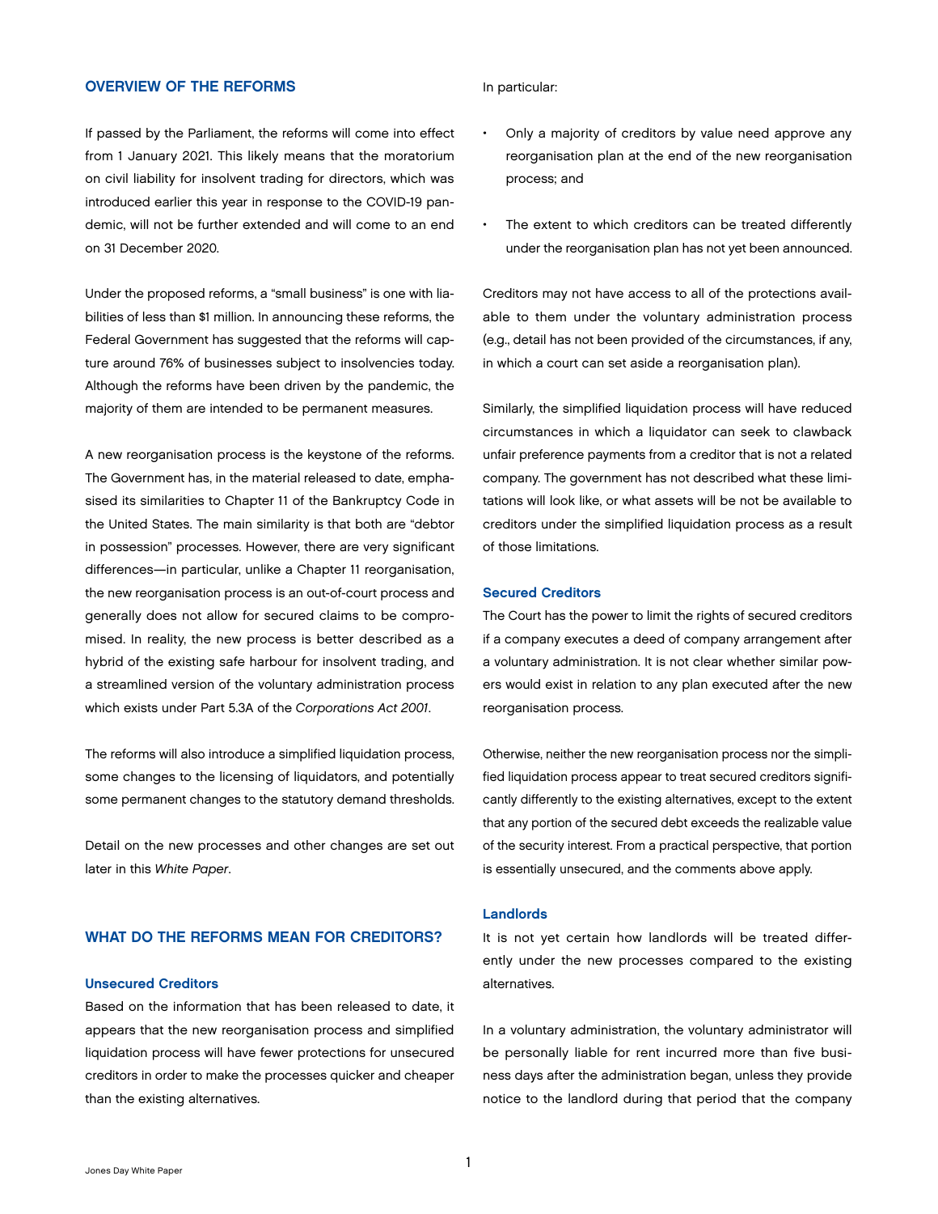## OVERVIEW OF THE REFORMS

If passed by the Parliament, the reforms will come into effect from 1 January 2021. This likely means that the moratorium on civil liability for insolvent trading for directors, which was introduced earlier this year in response to the COVID-19 pandemic, will not be further extended and will come to an end on 31 December 2020.

Under the proposed reforms, a "small business" is one with liabilities of less than $1 million. In announcing these reforms, the Federal Government has suggested that the reforms will capture around 76% of businesses subject to insolvencies today. Although the reforms have been driven by the pandemic, the majority of them are intended to be permanent measures.

A new reorganisation process is the keystone of the reforms. The Government has, in the material released to date, emphasised its similarities to Chapter 11 of the Bankruptcy Code in the United States. The main similarity is that both are "debtor in possession" processes. However, there are very significant differences—in particular, unlike a Chapter 11 reorganisation, the new reorganisation process is an out-of-court process and generally does not allow for secured claims to be compromised. In reality, the new process is better described as a hybrid of the existing safe harbour for insolvent trading, and a streamlined version of the voluntary administration process which exists under Part 5.3A of the *Corporations Act 2001*.

The reforms will also introduce a simplified liquidation process, some changes to the licensing of liquidators, and potentially some permanent changes to the statutory demand thresholds.

Detail on the new processes and other changes are set out later in this *White Paper*.

## WHAT DO THE REFORMS MEAN FOR CREDITORS?

### Unsecured Creditors

Based on the information that has been released to date, it appears that the new reorganisation process and simplified liquidation process will have fewer protections for unsecured creditors in order to make the processes quicker and cheaper than the existing alternatives.

In particular:

- Only a majority of creditors by value need approve any reorganisation plan at the end of the new reorganisation process; and
- The extent to which creditors can be treated differently under the reorganisation plan has not yet been announced.

Creditors may not have access to all of the protections available to them under the voluntary administration process (e.g., detail has not been provided of the circumstances, if any, in which a court can set aside a reorganisation plan).

Similarly, the simplified liquidation process will have reduced circumstances in which a liquidator can seek to clawback unfair preference payments from a creditor that is not a related company. The government has not described what these limitations will look like, or what assets will be not be available to creditors under the simplified liquidation process as a result of those limitations.

### Secured Creditors

The Court has the power to limit the rights of secured creditors if a company executes a deed of company arrangement after a voluntary administration. It is not clear whether similar powers would exist in relation to any plan executed after the new reorganisation process.

Otherwise, neither the new reorganisation process nor the simplified liquidation process appear to treat secured creditors significantly differently to the existing alternatives, except to the extent that any portion of the secured debt exceeds the realizable value of the security interest. From a practical perspective, that portion is essentially unsecured, and the comments above apply.

### Landlords

It is not yet certain how landlords will be treated differently under the new processes compared to the existing alternatives.

In a voluntary administration, the voluntary administrator will be personally liable for rent incurred more than five business days after the administration began, unless they provide notice to the landlord during that period that the company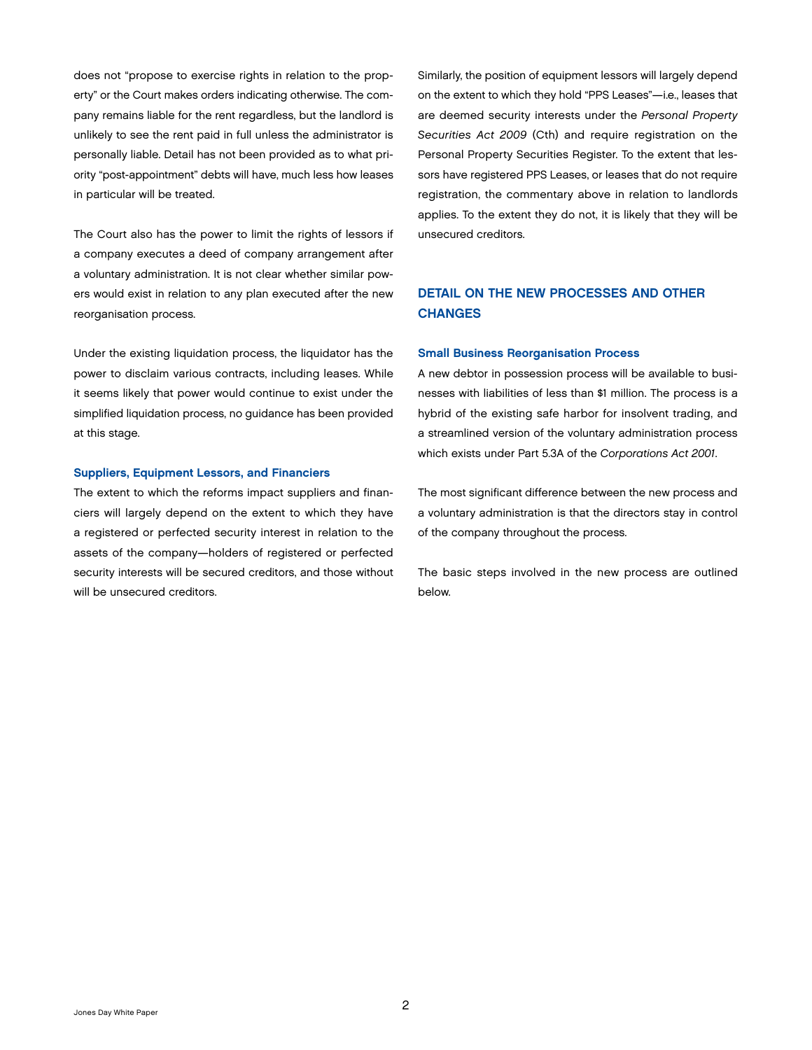does not "propose to exercise rights in relation to the property" or the Court makes orders indicating otherwise. The company remains liable for the rent regardless, but the landlord is unlikely to see the rent paid in full unless the administrator is personally liable. Detail has not been provided as to what priority "post-appointment" debts will have, much less how leases in particular will be treated.

The Court also has the power to limit the rights of lessors if a company executes a deed of company arrangement after a voluntary administration. It is not clear whether similar powers would exist in relation to any plan executed after the new reorganisation process.

Under the existing liquidation process, the liquidator has the power to disclaim various contracts, including leases. While it seems likely that power would continue to exist under the simplified liquidation process, no guidance has been provided at this stage.

### Suppliers, Equipment Lessors, and Financiers

The extent to which the reforms impact suppliers and financiers will largely depend on the extent to which they have a registered or perfected security interest in relation to the assets of the company—holders of registered or perfected security interests will be secured creditors, and those without will be unsecured creditors.

Similarly, the position of equipment lessors will largely depend on the extent to which they hold "PPS Leases"—i.e., leases that are deemed security interests under the *Personal Property Securities Act 2009* (Cth) and require registration on the Personal Property Securities Register. To the extent that lessors have registered PPS Leases, or leases that do not require registration, the commentary above in relation to landlords applies. To the extent they do not, it is likely that they will be unsecured creditors.

## DETAIL ON THE NEW PROCESSES AND OTHER CHANGES

### Small Business Reorganisation Process

A new debtor in possession process will be available to businesses with liabilities of less than $1 million. The process is a hybrid of the existing safe harbor for insolvent trading, and a streamlined version of the voluntary administration process which exists under Part 5.3A of the *Corporations Act 2001*.

The most significant difference between the new process and a voluntary administration is that the directors stay in control of the company throughout the process.

The basic steps involved in the new process are outlined below.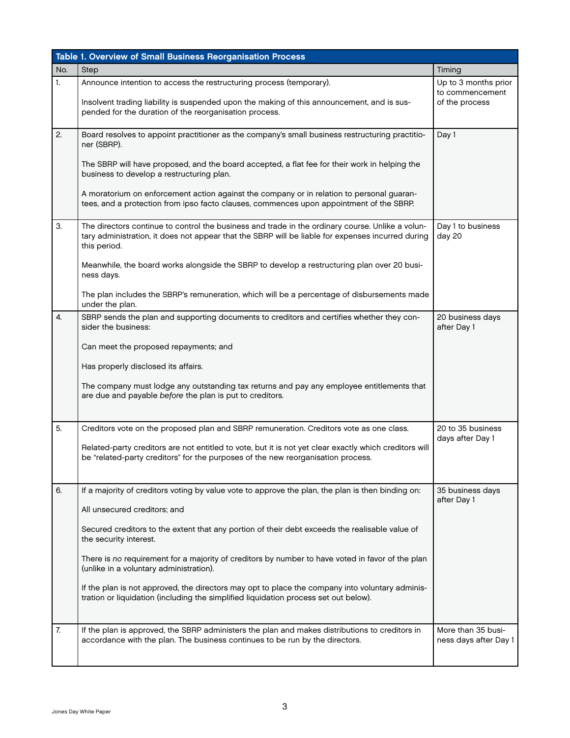| Table 1. Overview of Small Business Reorganisation Process | | |
|---|---|---|
| No. | Step | Timing |
| 1. | Announce intention to access the restructuring process (temporary).<br><br>Insolvent trading liability is suspended upon the making of this announcement, and is suspended for the duration of the reorganisation process. | Up to 3 months prior to commencement of the process |
| 2. | Board resolves to appoint practitioner as the company's small business restructuring practitioner (SBRP).<br><br>The SBRP will have proposed, and the board accepted, a flat fee for their work in helping the business to develop a restructuring plan.<br><br>A moratorium on enforcement action against the company or in relation to personal guarantees, and a protection from ipso facto clauses, commences upon appointment of the SBRP. | Day 1 |
| 3. | The directors continue to control the business and trade in the ordinary course. Unlike a voluntary administration, it does not appear that the SBRP will be liable for expenses incurred during this period.<br><br>Meanwhile, the board works alongside the SBRP to develop a restructuring plan over 20 business days.<br><br>The plan includes the SBRP's remuneration, which will be a percentage of disbursements made under the plan. | Day 1 to business day 20 |
| 4. | SBRP sends the plan and supporting documents to creditors and certifies whether they consider the business:<br><br>Can meet the proposed repayments; and<br><br>Has properly disclosed its affairs.<br><br>The company must lodge any outstanding tax returns and pay any employee entitlements that are due and payable *before* the plan is put to creditors. | 20 business days after Day 1 |
| 5. | Creditors vote on the proposed plan and SBRP remuneration. Creditors vote as one class.<br><br>Related-party creditors are not entitled to vote, but it is not yet clear exactly which creditors will be "related-party creditors" for the purposes of the new reorganisation process. | 20 to 35 business days after Day 1 |
| 6. | If a majority of creditors voting by value vote to approve the plan, the plan is then binding on:<br><br>All unsecured creditors; and<br><br>Secured creditors to the extent that any portion of their debt exceeds the realisable value of the security interest.<br><br>There is *no* requirement for a majority of creditors by number to have voted in favor of the plan (unlike in a voluntary administration).<br><br>If the plan is not approved, the directors may opt to place the company into voluntary administration or liquidation (including the simplified liquidation process set out below). | 35 business days after Day 1 |
| 7. | If the plan is approved, the SBRP administers the plan and makes distributions to creditors in accordance with the plan. The business continues to be run by the directors. | More than 35 business days after Day 1 |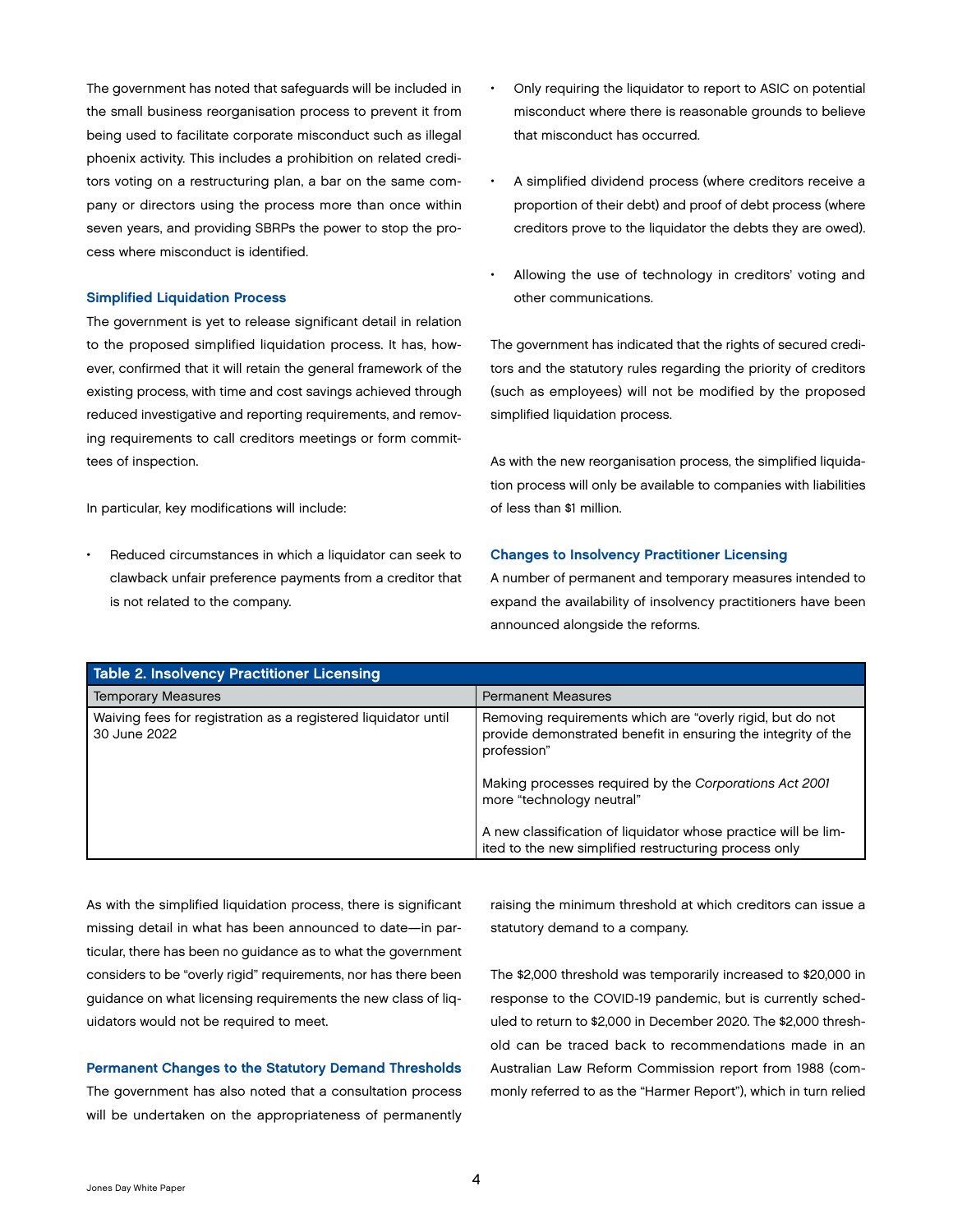The government has noted that safeguards will be included in the small business reorganisation process to prevent it from being used to facilitate corporate misconduct such as illegal phoenix activity. This includes a prohibition on related creditors voting on a restructuring plan, a bar on the same company or directors using the process more than once within seven years, and providing SBRPs the power to stop the process where misconduct is identified.

### Simplified Liquidation Process

The government is yet to release significant detail in relation to the proposed simplified liquidation process. It has, however, confirmed that it will retain the general framework of the existing process, with time and cost savings achieved through reduced investigative and reporting requirements, and removing requirements to call creditors meetings or form committees of inspection.

In particular, key modifications will include:

- Reduced circumstances in which a liquidator can seek to clawback unfair preference payments from a creditor that is not related to the company.
- Only requiring the liquidator to report to ASIC on potential misconduct where there is reasonable grounds to believe that misconduct has occurred.
- A simplified dividend process (where creditors receive a proportion of their debt) and proof of debt process (where creditors prove to the liquidator the debts they are owed).
- Allowing the use of technology in creditors' voting and other communications.

The government has indicated that the rights of secured creditors and the statutory rules regarding the priority of creditors (such as employees) will not be modified by the proposed simplified liquidation process.

As with the new reorganisation process, the simplified liquidation process will only be available to companies with liabilities of less than $1 million.

### Changes to Insolvency Practitioner Licensing

A number of permanent and temporary measures intended to expand the availability of insolvency practitioners have been announced alongside the reforms.

**Table 2. Insolvency Practitioner Licensing**

| Temporary Measures | Permanent Measures |
|---|---|
| Waiving fees for registration as a registered liquidator until 30 June 2022 | Removing requirements which are "overly rigid, but do not provide demonstrated benefit in ensuring the integrity of the profession"<br><br>Making processes required by the *Corporations Act 2001* more "technology neutral"<br><br>A new classification of liquidator whose practice will be limited to the new simplified restructuring process only |

As with the simplified liquidation process, there is significant missing detail in what has been announced to date—in particular, there has been no guidance as to what the government considers to be "overly rigid" requirements, nor has there been guidance on what licensing requirements the new class of liquidators would not be required to meet.

### Permanent Changes to the Statutory Demand Thresholds

The government has also noted that a consultation process will be undertaken on the appropriateness of permanently raising the minimum threshold at which creditors can issue a statutory demand to a company.

The $2,000 threshold was temporarily increased to $20,000 in response to the COVID-19 pandemic, but is currently scheduled to return to $2,000 in December 2020. The $2,000 threshold can be traced back to recommendations made in an Australian Law Reform Commission report from 1988 (commonly referred to as the "Harmer Report"), which in turn relied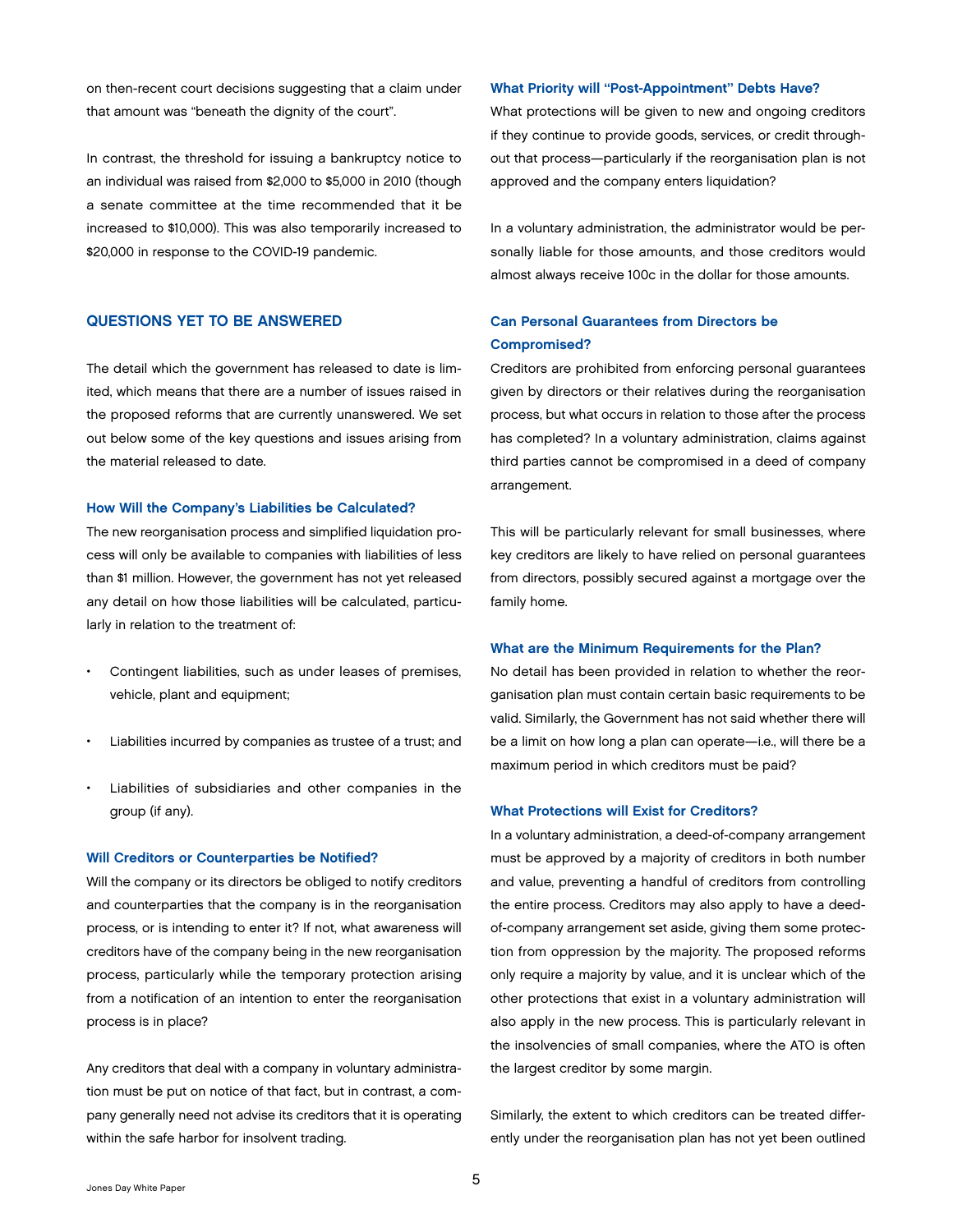on then-recent court decisions suggesting that a claim under that amount was "beneath the dignity of the court".

In contrast, the threshold for issuing a bankruptcy notice to an individual was raised from $2,000 to $5,000 in 2010 (though a senate committee at the time recommended that it be increased to $10,000). This was also temporarily increased to $20,000 in response to the COVID-19 pandemic.

## QUESTIONS YET TO BE ANSWERED

The detail which the government has released to date is limited, which means that there are a number of issues raised in the proposed reforms that are currently unanswered. We set out below some of the key questions and issues arising from the material released to date.

### How Will the Company's Liabilities be Calculated?

The new reorganisation process and simplified liquidation process will only be available to companies with liabilities of less than $1 million. However, the government has not yet released any detail on how those liabilities will be calculated, particularly in relation to the treatment of:

- Contingent liabilities, such as under leases of premises, vehicle, plant and equipment;
- Liabilities incurred by companies as trustee of a trust; and
- Liabilities of subsidiaries and other companies in the group (if any).

### Will Creditors or Counterparties be Notified?

Will the company or its directors be obliged to notify creditors and counterparties that the company is in the reorganisation process, or is intending to enter it? If not, what awareness will creditors have of the company being in the new reorganisation process, particularly while the temporary protection arising from a notification of an intention to enter the reorganisation process is in place?

Any creditors that deal with a company in voluntary administration must be put on notice of that fact, but in contrast, a company generally need not advise its creditors that it is operating within the safe harbor for insolvent trading.

### What Priority will "Post-Appointment" Debts Have?

What protections will be given to new and ongoing creditors if they continue to provide goods, services, or credit throughout that process—particularly if the reorganisation plan is not approved and the company enters liquidation?

In a voluntary administration, the administrator would be personally liable for those amounts, and those creditors would almost always receive 100c in the dollar for those amounts.

### Can Personal Guarantees from Directors be Compromised?

Creditors are prohibited from enforcing personal guarantees given by directors or their relatives during the reorganisation process, but what occurs in relation to those after the process has completed? In a voluntary administration, claims against third parties cannot be compromised in a deed of company arrangement.

This will be particularly relevant for small businesses, where key creditors are likely to have relied on personal guarantees from directors, possibly secured against a mortgage over the family home.

### What are the Minimum Requirements for the Plan?

No detail has been provided in relation to whether the reorganisation plan must contain certain basic requirements to be valid. Similarly, the Government has not said whether there will be a limit on how long a plan can operate—i.e., will there be a maximum period in which creditors must be paid?

### What Protections will Exist for Creditors?

In a voluntary administration, a deed-of-company arrangement must be approved by a majority of creditors in both number and value, preventing a handful of creditors from controlling the entire process. Creditors may also apply to have a deed-of-company arrangement set aside, giving them some protection from oppression by the majority. The proposed reforms only require a majority by value, and it is unclear which of the other protections that exist in a voluntary administration will also apply in the new process. This is particularly relevant in the insolvencies of small companies, where the ATO is often the largest creditor by some margin.

Similarly, the extent to which creditors can be treated differently under the reorganisation plan has not yet been outlined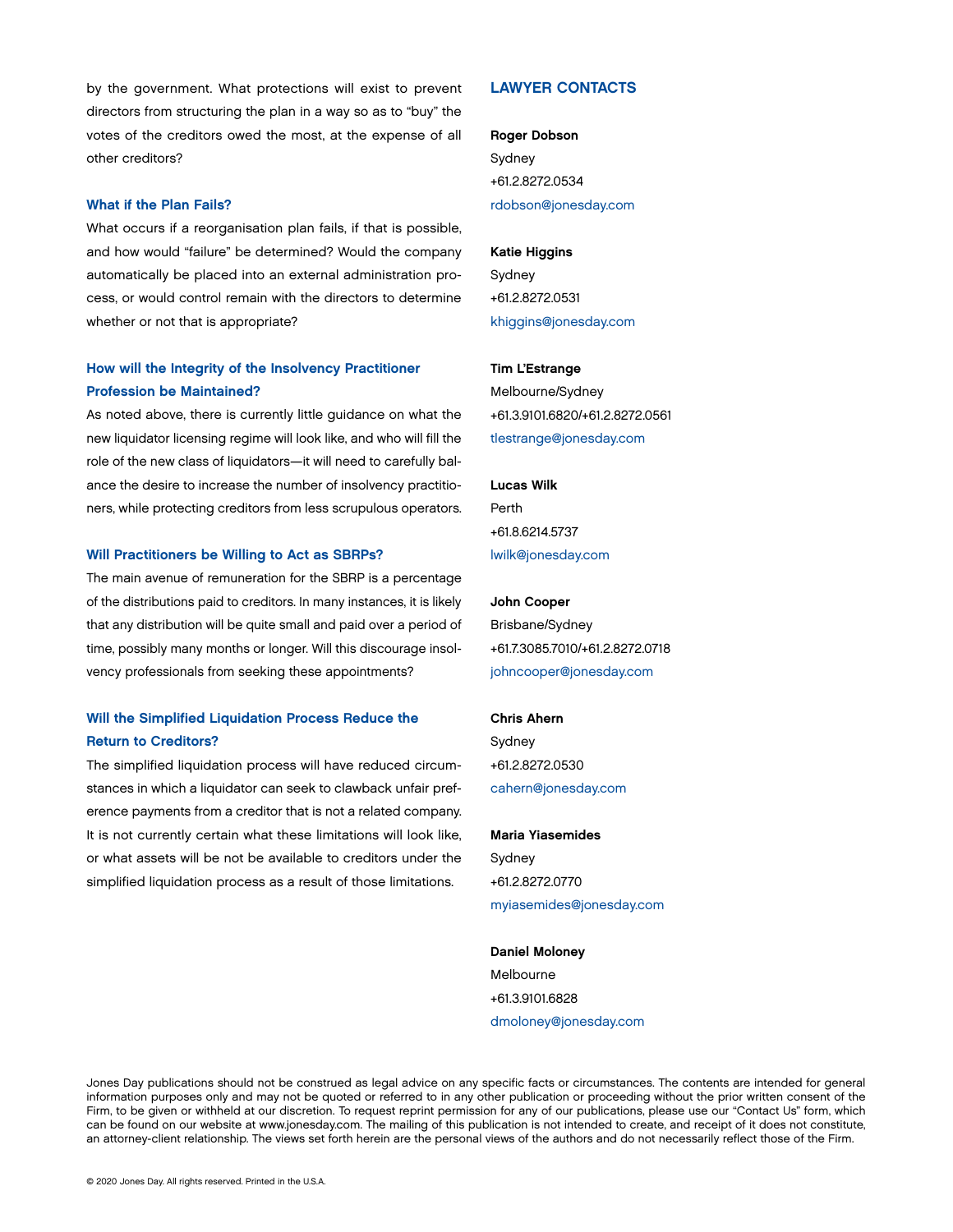by the government. What protections will exist to prevent directors from structuring the plan in a way so as to "buy" the votes of the creditors owed the most, at the expense of all other creditors?

### What if the Plan Fails?

What occurs if a reorganisation plan fails, if that is possible, and how would "failure" be determined? Would the company automatically be placed into an external administration process, or would control remain with the directors to determine whether or not that is appropriate?

### How will the Integrity of the Insolvency Practitioner Profession be Maintained?

As noted above, there is currently little guidance on what the new liquidator licensing regime will look like, and who will fill the role of the new class of liquidators—it will need to carefully balance the desire to increase the number of insolvency practitioners, while protecting creditors from less scrupulous operators.

### Will Practitioners be Willing to Act as SBRPs?

The main avenue of remuneration for the SBRP is a percentage of the distributions paid to creditors. In many instances, it is likely that any distribution will be quite small and paid over a period of time, possibly many months or longer. Will this discourage insolvency professionals from seeking these appointments?

### Will the Simplified Liquidation Process Reduce the Return to Creditors?

The simplified liquidation process will have reduced circumstances in which a liquidator can seek to clawback unfair preference payments from a creditor that is not a related company. It is not currently certain what these limitations will look like, or what assets will be not be available to creditors under the simplified liquidation process as a result of those limitations.

## LAWYER CONTACTS

**Roger Dobson**
Sydney
+61.2.8272.0534
rdobson@jonesday.com

**Katie Higgins**
Sydney
+61.2.8272.0531
khiggins@jonesday.com

**Tim L'Estrange**
Melbourne/Sydney
+61.3.9101.6820/+61.2.8272.0561
tlestrange@jonesday.com

**Lucas Wilk**
Perth
+61.8.6214.5737
lwilk@jonesday.com

**John Cooper**
Brisbane/Sydney
+61.7.3085.7010/+61.2.8272.0718
johncooper@jonesday.com

**Chris Ahern**
Sydney
+61.2.8272.0530
cahern@jonesday.com

**Maria Yiasemides**
Sydney
+61.2.8272.0770
myiasemides@jonesday.com

**Daniel Moloney**
Melbourne
+61.3.9101.6828
dmoloney@jonesday.com

Jones Day publications should not be construed as legal advice on any specific facts or circumstances. The contents are intended for general information purposes only and may not be quoted or referred to in any other publication or proceeding without the prior written consent of the Firm, to be given or withheld at our discretion. To request reprint permission for any of our publications, please use our "Contact Us" form, which can be found on our website at www.jonesday.com. The mailing of this publication is not intended to create, and receipt of it does not constitute, an attorney-client relationship. The views set forth herein are the personal views of the authors and do not necessarily reflect those of the Firm.

© 2020 Jones Day. All rights reserved. Printed in the U.S.A.